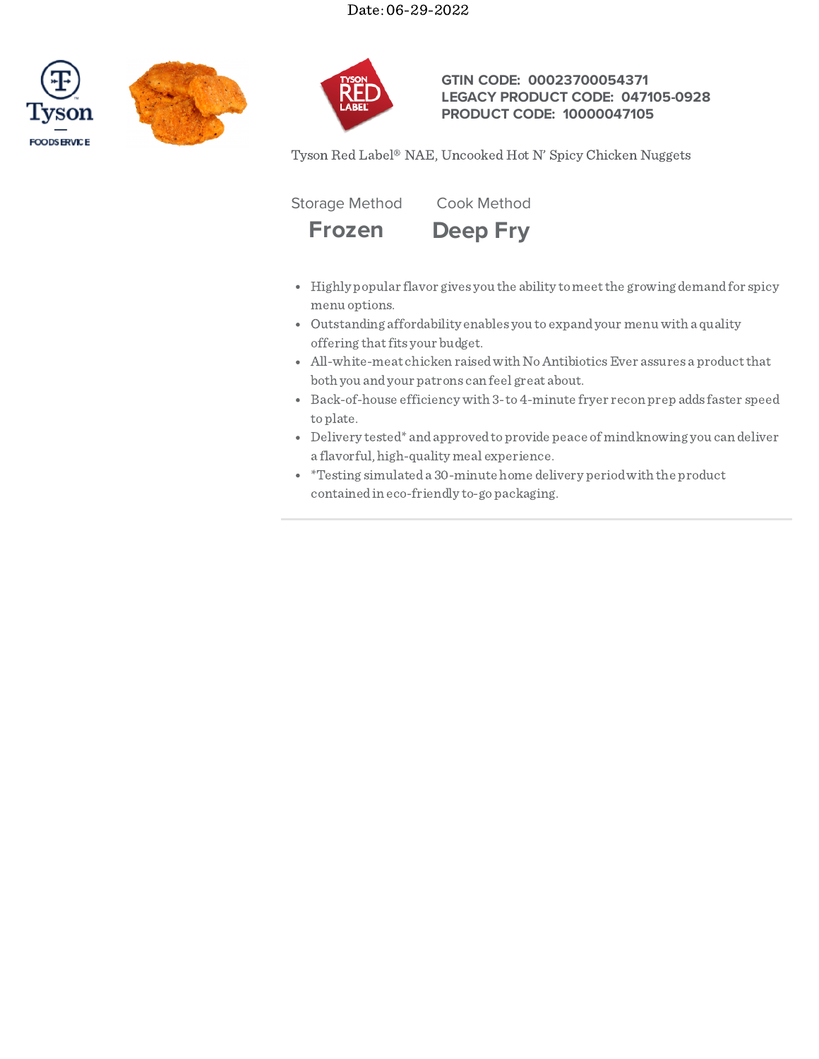Date: 06-29-2022

**GTIN CODE: 00023700054371**
**LEGACY PRODUCT CODE: 047105-0928**
**PRODUCT CODE: 10000047105**

Tyson Red Label® NAE, Uncooked Hot N' Spicy Chicken Nuggets

| Storage Method | Cook Method |
|---|---|
| **Frozen** | **Deep Fry** |

- Highly popular flavor gives you the ability to meet the growing demand for spicy menu options.
- Outstanding affordability enables you to expand your menu with a quality offering that fits your budget.
- All-white-meat chicken raised with No Antibiotics Ever assures a product that both you and your patrons can feel great about.
- Back-of-house efficiency with 3- to 4-minute fryer recon prep adds faster speed to plate.
- Delivery tested* and approved to provide peace of mind knowing you can deliver a flavorful, high-quality meal experience.
- *Testing simulated a 30-minute home delivery period with the product contained in eco-friendly to-go packaging.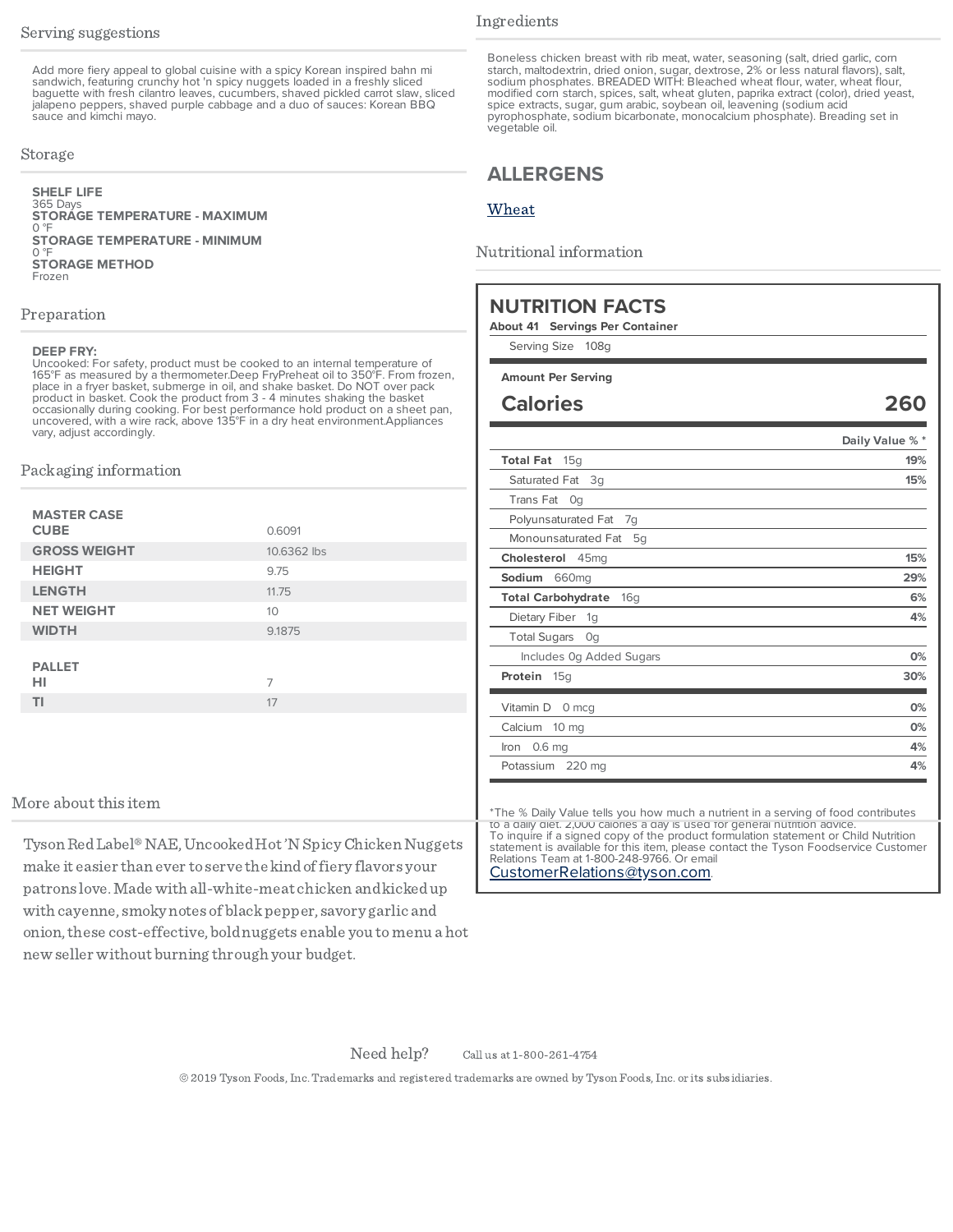## Serving suggestions

Add more fiery appeal to global cuisine with a spicy Korean inspired bahn mi sandwich, featuring crunchy hot 'n spicy nuggets loaded in a freshly sliced baguette with fresh cilantro leaves, cucumbers, shaved pickled carrot slaw, sliced jalapeno peppers, shaved purple cabbage and a duo of sauces: Korean BBQ sauce and kimchi mayo.

## Storage

**SHELF LIFE**
365 Days
**STORAGE TEMPERATURE - MAXIMUM**
0 °F
**STORAGE TEMPERATURE - MINIMUM**
0 °F
**STORAGE METHOD**
Frozen

## Preparation

**DEEP FRY:**
Uncooked: For safety, product must be cooked to an internal temperature of 165°F as measured by a thermometer.Deep FryPreheat oil to 350°F. From frozen, place in a fryer basket, submerge in oil, and shake basket. Do NOT over pack product in basket. Cook the product from 3 - 4 minutes shaking the basket occasionally during cooking. For best performance hold product on a sheet pan, uncovered, with a wire rack, above 135°F in a dry heat environment.Appliances vary, adjust accordingly.

## Packaging information

| MASTER CASE | |
|---|---|
| CUBE | 0.6091 |
| GROSS WEIGHT | 10.6362 lbs |
| HEIGHT | 9.75 |
| LENGTH | 11.75 |
| NET WEIGHT | 10 |
| WIDTH | 9.1875 |

| PALLET | |
|---|---|
| HI | 7 |
| TI | 17 |

## More about this item

Tyson Red Label® NAE, Uncooked Hot 'N Spicy Chicken Nuggets make it easier than ever to serve the kind of fiery flavors your patrons love. Made with all-white-meat chicken and kicked up with cayenne, smoky notes of black pepper, savory garlic and onion, these cost-effective, bold nuggets enable you to menu a hot new seller without burning through your budget.

## Ingredients

Boneless chicken breast with rib meat, water, seasoning (salt, dried garlic, corn starch, maltodextrin, dried onion, sugar, dextrose, 2% or less natural flavors), salt, sodium phosphates. BREADED WITH: Bleached wheat flour, water, wheat flour, modified corn starch, spices, salt, wheat gluten, paprika extract (color), dried yeast, spice extracts, sugar, gum arabic, soybean oil, leavening (sodium acid pyrophosphate, sodium bicarbonate, monocalcium phosphate). Breading set in vegetable oil.

## ALLERGENS

Wheat

## Nutritional information

### NUTRITION FACTS

**About 41 Servings Per Container**
Serving Size 108g

| Amount Per Serving | |
|---|---|
| **Calories** | **260** |
| | **Daily Value % \*** |
| **Total Fat** 15g | **19%** |
| Saturated Fat 3g | **15%** |
| Trans Fat 0g | |
| Polyunsaturated Fat 7g | |
| Monounsaturated Fat 5g | |
| **Cholesterol** 45mg | **15%** |
| **Sodium** 660mg | **29%** |
| **Total Carbohydrate** 16g | **6%** |
| Dietary Fiber 1g | **4%** |
| Total Sugars 0g | |
| Includes 0g Added Sugars | **0%** |
| **Protein** 15g | **30%** |
| Vitamin D 0 mcg | **0%** |
| Calcium 10 mg | **0%** |
| Iron 0.6 mg | **4%** |
| Potassium 220 mg | **4%** |

*The % Daily Value tells you how much a nutrient in a serving of food contributes to a daily diet. 2,000 calories a day is used for general nutrition advice.
To inquire if a signed copy of the product formulation statement or Child Nutrition statement is available for this item, please contact the Tyson Foodservice Customer Relations Team at 1-800-248-9766. Or email CustomerRelations@tyson.com.

Need help? Call us at 1-800-261-4754

© 2019 Tyson Foods, Inc. Trademarks and registered trademarks are owned by Tyson Foods, Inc. or its subsidiaries.